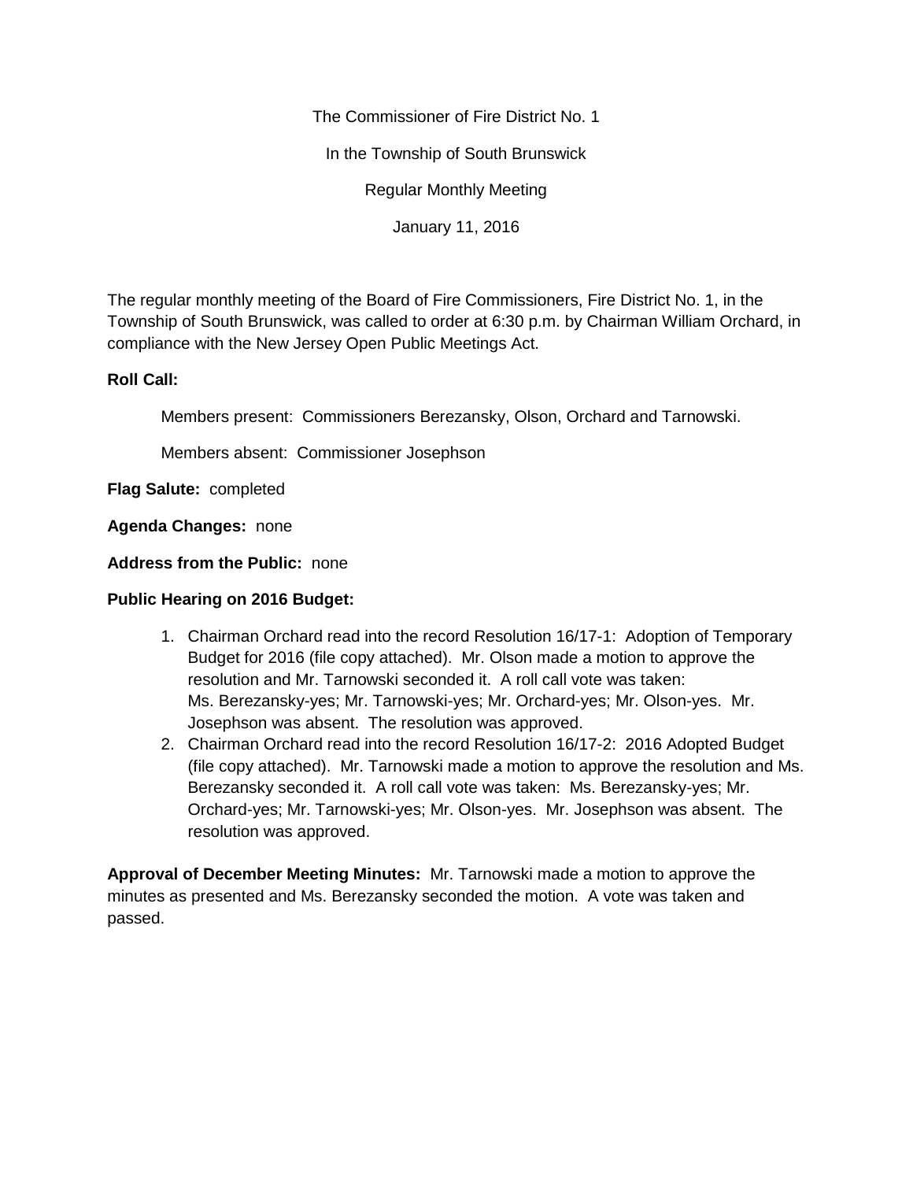The Commissioner of Fire District No. 1

In the Township of South Brunswick

Regular Monthly Meeting

January 11, 2016

The regular monthly meeting of the Board of Fire Commissioners, Fire District No. 1, in the Township of South Brunswick, was called to order at 6:30 p.m. by Chairman William Orchard, in compliance with the New Jersey Open Public Meetings Act.

**Roll Call:**

Members present: Commissioners Berezansky, Olson, Orchard and Tarnowski.

Members absent: Commissioner Josephson

**Flag Salute:** completed

**Agenda Changes:** none

**Address from the Public:** none

**Public Hearing on 2016 Budget:**

1. Chairman Orchard read into the record Resolution 16/17-1: Adoption of Temporary Budget for 2016 (file copy attached). Mr. Olson made a motion to approve the resolution and Mr. Tarnowski seconded it. A roll call vote was taken: Ms. Berezansky-yes; Mr. Tarnowski-yes; Mr. Orchard-yes; Mr. Olson-yes. Mr. Josephson was absent. The resolution was approved.
2. Chairman Orchard read into the record Resolution 16/17-2: 2016 Adopted Budget (file copy attached). Mr. Tarnowski made a motion to approve the resolution and Ms. Berezansky seconded it. A roll call vote was taken: Ms. Berezansky-yes; Mr. Orchard-yes; Mr. Tarnowski-yes; Mr. Olson-yes. Mr. Josephson was absent. The resolution was approved.

**Approval of December Meeting Minutes:** Mr. Tarnowski made a motion to approve the minutes as presented and Ms. Berezansky seconded the motion. A vote was taken and passed.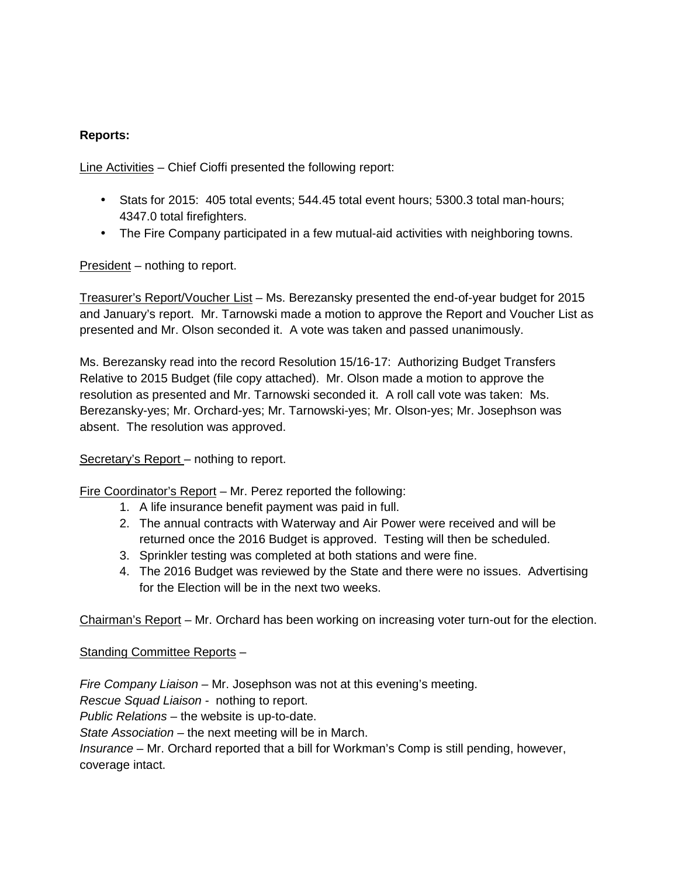**Reports:**

Line Activities – Chief Cioffi presented the following report:

- Stats for 2015: 405 total events; 544.45 total event hours; 5300.3 total man-hours; 4347.0 total firefighters.
- The Fire Company participated in a few mutual-aid activities with neighboring towns.

President – nothing to report.

Treasurer's Report/Voucher List – Ms. Berezansky presented the end-of-year budget for 2015 and January's report. Mr. Tarnowski made a motion to approve the Report and Voucher List as presented and Mr. Olson seconded it. A vote was taken and passed unanimously.

Ms. Berezansky read into the record Resolution 15/16-17: Authorizing Budget Transfers Relative to 2015 Budget (file copy attached). Mr. Olson made a motion to approve the resolution as presented and Mr. Tarnowski seconded it. A roll call vote was taken: Ms. Berezansky-yes; Mr. Orchard-yes; Mr. Tarnowski-yes; Mr. Olson-yes; Mr. Josephson was absent. The resolution was approved.

Secretary's Report – nothing to report.

Fire Coordinator's Report – Mr. Perez reported the following:

1. A life insurance benefit payment was paid in full.
2. The annual contracts with Waterway and Air Power were received and will be returned once the 2016 Budget is approved. Testing will then be scheduled.
3. Sprinkler testing was completed at both stations and were fine.
4. The 2016 Budget was reviewed by the State and there were no issues. Advertising for the Election will be in the next two weeks.

Chairman's Report – Mr. Orchard has been working on increasing voter turn-out for the election.

Standing Committee Reports –

*Fire Company Liaison* – Mr. Josephson was not at this evening's meeting.
*Rescue Squad Liaison* - nothing to report.
*Public Relations* – the website is up-to-date.
*State Association* – the next meeting will be in March.
*Insurance* – Mr. Orchard reported that a bill for Workman's Comp is still pending, however, coverage intact.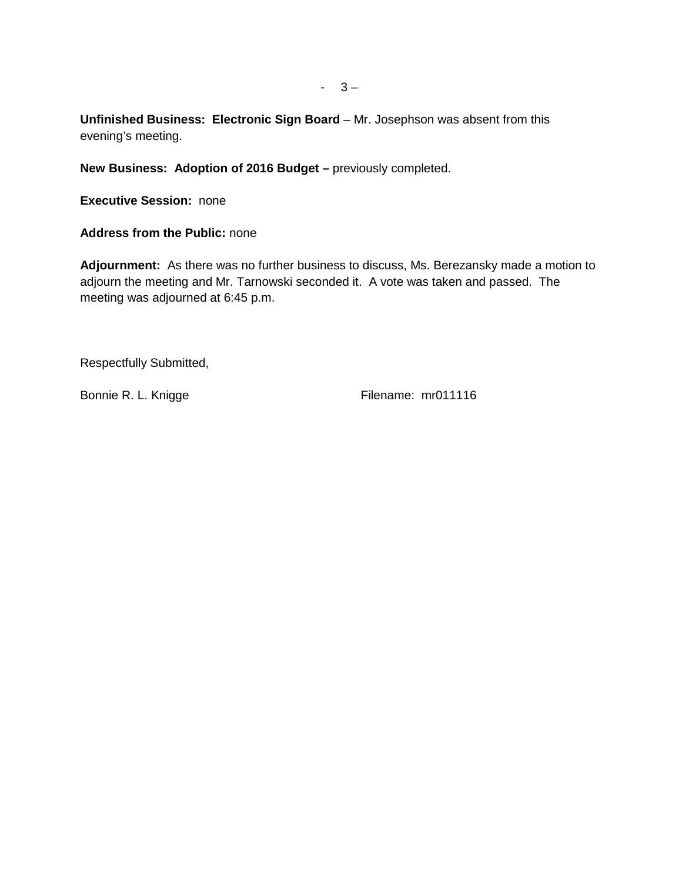**Unfinished Business: Electronic Sign Board** – Mr. Josephson was absent from this evening's meeting.

**New Business: Adoption of 2016 Budget –** previously completed.

**Executive Session:** none

**Address from the Public:** none

**Adjournment:** As there was no further business to discuss, Ms. Berezansky made a motion to adjourn the meeting and Mr. Tarnowski seconded it. A vote was taken and passed. The meeting was adjourned at 6:45 p.m.

Respectfully Submitted,

Bonnie R. L. Knigge Filename: mr011116